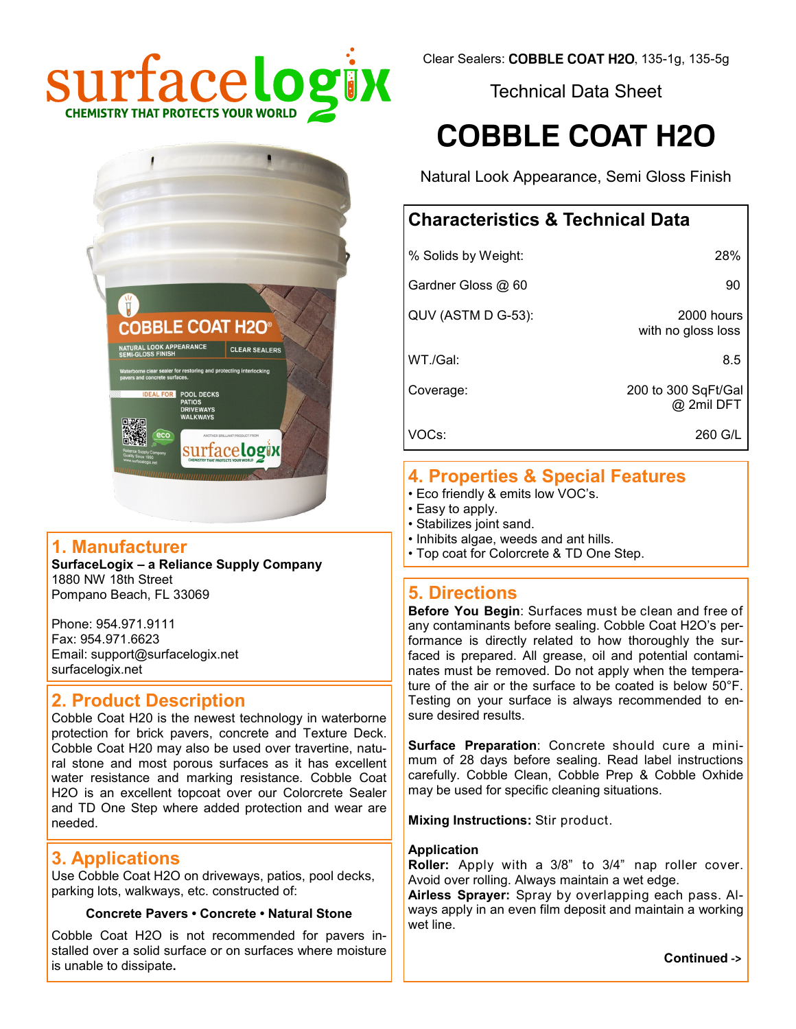surfacelogix

CHEMISTRY THAT PROTECTS YOUR WORLD

Clear Sealers: **COBBLE COAT H2O**, 135-1g, 135-5g

Technical Data Sheet

# COBBLE COAT H2O

Natural Look Appearance, Semi Gloss Finish

## Characteristics & Technical Data

| | |
|---|---|
| % Solids by Weight: | 28% |
| Gardner Gloss @ 60 | 90 |
| QUV (ASTM D G-53): | 2000 hours with no gloss loss |
| WT./Gal: | 8.5 |
| Coverage: | 200 to 300 SqFt/Gal @ 2mil DFT |
| VOCs: | 260 G/L |

## 1. Manufacturer

**SurfaceLogix – a Reliance Supply Company**
1880 NW 18th Street
Pompano Beach, FL 33069

Phone: 954.971.9111
Fax: 954.971.6623
Email: support@surfacelogix.net
surfacelogix.net

## 2. Product Description

Cobble Coat H20 is the newest technology in waterborne protection for brick pavers, concrete and Texture Deck. Cobble Coat H20 may also be used over travertine, natural stone and most porous surfaces as it has excellent water resistance and marking resistance. Cobble Coat H2O is an excellent topcoat over our Colorcrete Sealer and TD One Step where added protection and wear are needed.

## 3. Applications

Use Cobble Coat H2O on driveways, patios, pool decks, parking lots, walkways, etc. constructed of:

**Concrete Pavers • Concrete • Natural Stone**

Cobble Coat H2O is not recommended for pavers installed over a solid surface or on surfaces where moisture is unable to dissipate.

## 4. Properties & Special Features

- Eco friendly & emits low VOC's.
- Easy to apply.
- Stabilizes joint sand.
- Inhibits algae, weeds and ant hills.
- Top coat for Colorcrete & TD One Step.

## 5. Directions

**Before You Begin**: Surfaces must be clean and free of any contaminants before sealing. Cobble Coat H2O's performance is directly related to how thoroughly the surfaced is prepared. All grease, oil and potential contaminates must be removed. Do not apply when the temperature of the air or the surface to be coated is below 50°F. Testing on your surface is always recommended to ensure desired results.

**Surface Preparation**: Concrete should cure a minimum of 28 days before sealing. Read label instructions carefully. Cobble Clean, Cobble Prep & Cobble Oxhide may be used for specific cleaning situations.

**Mixing Instructions:** Stir product.

**Application**
**Roller:** Apply with a 3/8" to 3/4" nap roller cover. Avoid over rolling. Always maintain a wet edge.
**Airless Sprayer:** Spray by overlapping each pass. Always apply in an even film deposit and maintain a working wet line.

**Continued ->**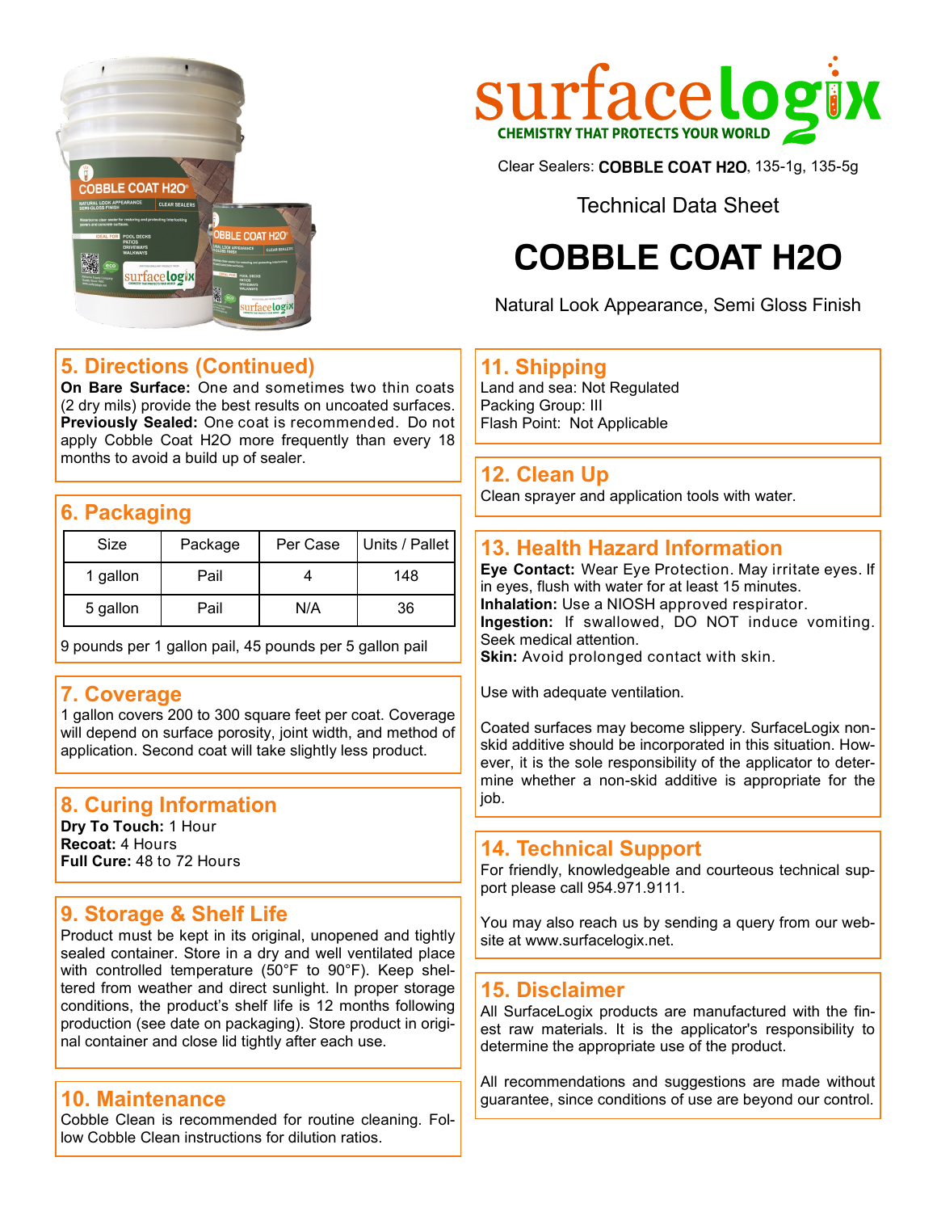surfacelogix
CHEMISTRY THAT PROTECTS YOUR WORLD

Clear Sealers: **COBBLE COAT H2O**, 135-1g, 135-5g

Technical Data Sheet

# COBBLE COAT H2O

Natural Look Appearance, Semi Gloss Finish

## 5. Directions (Continued)

**On Bare Surface:** One and sometimes two thin coats (2 dry mils) provide the best results on uncoated surfaces. **Previously Sealed:** One coat is recommended. Do not apply Cobble Coat H2O more frequently than every 18 months to avoid a build up of sealer.

## 6. Packaging

| Size | Package | Per Case | Units / Pallet |
|---|---|---|---|
| 1 gallon | Pail | 4 | 148 |
| 5 gallon | Pail | N/A | 36 |

9 pounds per 1 gallon pail, 45 pounds per 5 gallon pail

## 7. Coverage

1 gallon covers 200 to 300 square feet per coat. Coverage will depend on surface porosity, joint width, and method of application. Second coat will take slightly less product.

## 8. Curing Information

**Dry To Touch:** 1 Hour
**Recoat:** 4 Hours
**Full Cure:** 48 to 72 Hours

## 9. Storage & Shelf Life

Product must be kept in its original, unopened and tightly sealed container. Store in a dry and well ventilated place with controlled temperature (50°F to 90°F). Keep sheltered from weather and direct sunlight. In proper storage conditions, the product's shelf life is 12 months following production (see date on packaging). Store product in original container and close lid tightly after each use.

## 10. Maintenance

Cobble Clean is recommended for routine cleaning. Follow Cobble Clean instructions for dilution ratios.

## 11. Shipping

Land and sea: Not Regulated
Packing Group: III
Flash Point: Not Applicable

## 12. Clean Up

Clean sprayer and application tools with water.

## 13. Health Hazard Information

**Eye Contact:** Wear Eye Protection. May irritate eyes. If in eyes, flush with water for at least 15 minutes.
**Inhalation:** Use a NIOSH approved respirator.
**Ingestion:** If swallowed, DO NOT induce vomiting. Seek medical attention.
**Skin:** Avoid prolonged contact with skin.

Use with adequate ventilation.

Coated surfaces may become slippery. SurfaceLogix non-skid additive should be incorporated in this situation. However, it is the sole responsibility of the applicator to determine whether a non-skid additive is appropriate for the job.

## 14. Technical Support

For friendly, knowledgeable and courteous technical support please call 954.971.9111.

You may also reach us by sending a query from our website at www.surfacelogix.net.

## 15. Disclaimer

All SurfaceLogix products are manufactured with the finest raw materials. It is the applicator's responsibility to determine the appropriate use of the product.

All recommendations and suggestions are made without guarantee, since conditions of use are beyond our control.